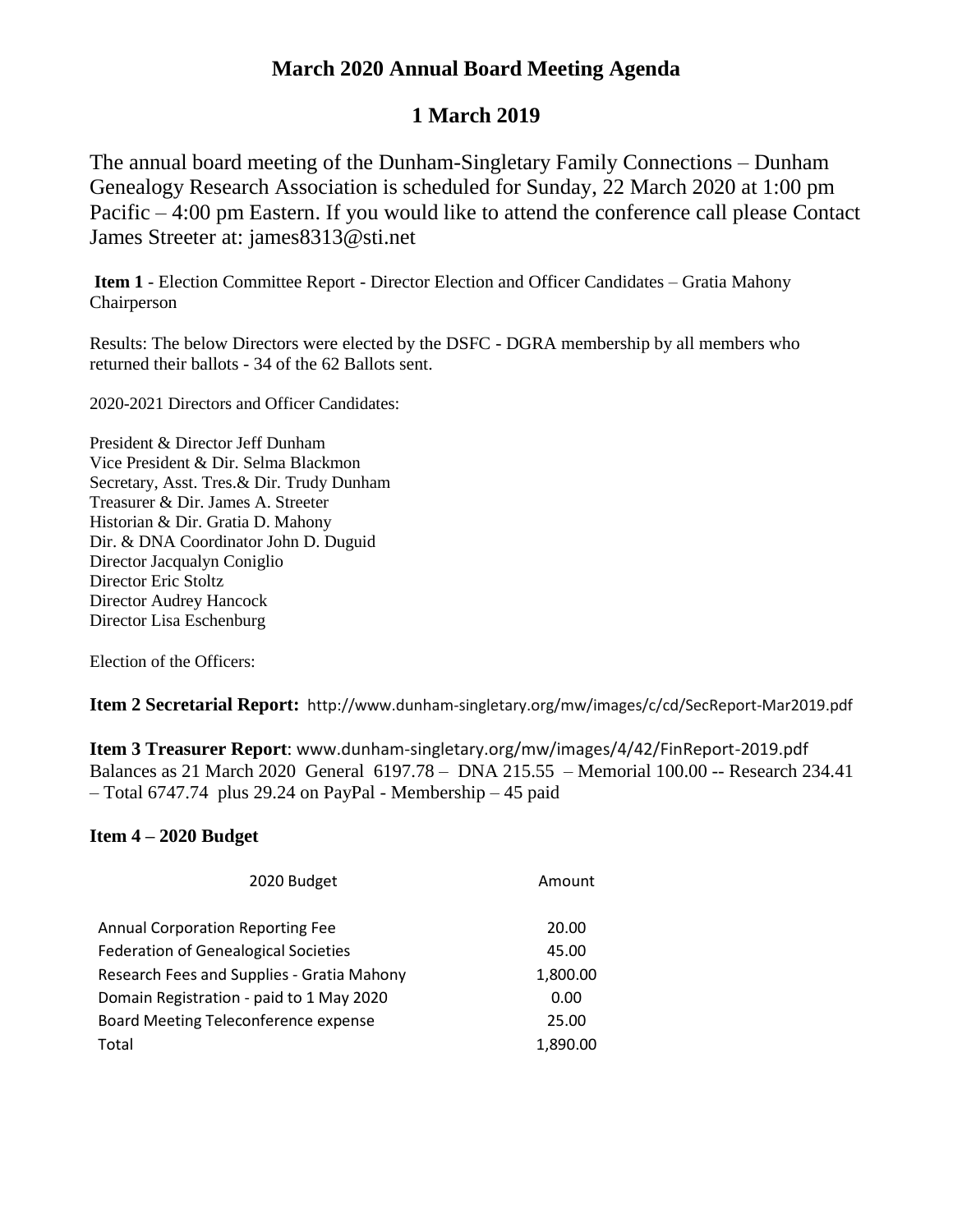# March 2020 Annual Board Meeting Agenda

## 1 March 2019

The annual board meeting of the Dunham-Singletary Family Connections – Dunham Genealogy Research Association is scheduled for Sunday, 22 March 2020 at 1:00 pm Pacific – 4:00 pm Eastern. If you would like to attend the conference call please Contact James Streeter at: james8313@sti.net

**Item 1** - Election Committee Report - Director Election and Officer Candidates – Gratia Mahony Chairperson

Results: The below Directors were elected by the DSFC - DGRA membership by all members who returned their ballots - 34 of the 62 Ballots sent.

2020-2021 Directors and Officer Candidates:

President & Director Jeff Dunham
Vice President & Dir. Selma Blackmon
Secretary, Asst. Tres.& Dir. Trudy Dunham
Treasurer & Dir. James A. Streeter
Historian & Dir. Gratia D. Mahony
Dir. & DNA Coordinator John D. Duguid
Director Jacqualyn Coniglio
Director Eric Stoltz
Director Audrey Hancock
Director Lisa Eschenburg

Election of the Officers:

**Item 2 Secretarial Report:** http://www.dunham-singletary.org/mw/images/c/cd/SecReport-Mar2019.pdf

**Item 3 Treasurer Report**: www.dunham-singletary.org/mw/images/4/42/FinReport-2019.pdf
Balances as 21 March 2020 General 6197.78 – DNA 215.55 – Memorial 100.00 -- Research 234.41 – Total 6747.74 plus 29.24 on PayPal - Membership – 45 paid

**Item 4 – 2020 Budget**

| 2020 Budget | Amount |
|---|---|
| Annual Corporation Reporting Fee | 20.00 |
| Federation of Genealogical Societies | 45.00 |
| Research Fees and Supplies - Gratia Mahony | 1,800.00 |
| Domain Registration - paid to 1 May 2020 | 0.00 |
| Board Meeting Teleconference expense | 25.00 |
| Total | 1,890.00 |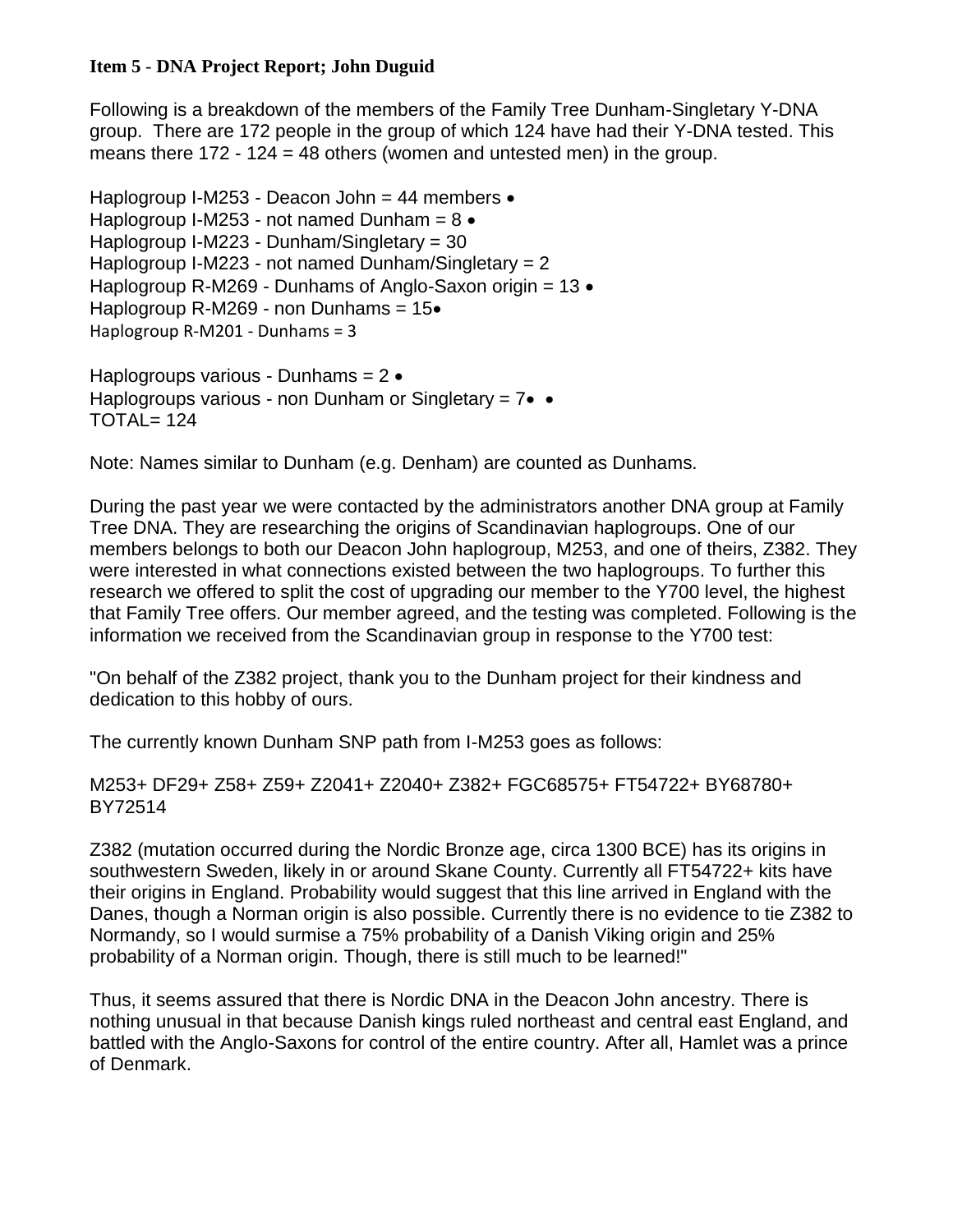**Item 5 - DNA Project Report; John Duguid**

Following is a breakdown of the members of the Family Tree Dunham-Singletary Y-DNA group. There are 172 people in the group of which 124 have had their Y-DNA tested. This means there 172 - 124 = 48 others (women and untested men) in the group.

Haplogroup I-M253 - Deacon John = 44 members •
Haplogroup I-M253 - not named Dunham = 8 •
Haplogroup I-M223 - Dunham/Singletary = 30
Haplogroup I-M223 - not named Dunham/Singletary = 2
Haplogroup R-M269 - Dunhams of Anglo-Saxon origin = 13 •
Haplogroup R-M269 - non Dunhams = 15•
Haplogroup R-M201 - Dunhams = 3

Haplogroups various - Dunhams = 2 •
Haplogroups various - non Dunham or Singletary = 7• •
TOTAL= 124

Note: Names similar to Dunham (e.g. Denham) are counted as Dunhams.

During the past year we were contacted by the administrators another DNA group at Family Tree DNA. They are researching the origins of Scandinavian haplogroups. One of our members belongs to both our Deacon John haplogroup, M253, and one of theirs, Z382. They were interested in what connections existed between the two haplogroups. To further this research we offered to split the cost of upgrading our member to the Y700 level, the highest that Family Tree offers. Our member agreed, and the testing was completed. Following is the information we received from the Scandinavian group in response to the Y700 test:

"On behalf of the Z382 project, thank you to the Dunham project for their kindness and dedication to this hobby of ours.

The currently known Dunham SNP path from I-M253 goes as follows:

M253+ DF29+ Z58+ Z59+ Z2041+ Z2040+ Z382+ FGC68575+ FT54722+ BY68780+ BY72514

Z382 (mutation occurred during the Nordic Bronze age, circa 1300 BCE) has its origins in southwestern Sweden, likely in or around Skane County. Currently all FT54722+ kits have their origins in England. Probability would suggest that this line arrived in England with the Danes, though a Norman origin is also possible. Currently there is no evidence to tie Z382 to Normandy, so I would surmise a 75% probability of a Danish Viking origin and 25% probability of a Norman origin. Though, there is still much to be learned!"

Thus, it seems assured that there is Nordic DNA in the Deacon John ancestry. There is nothing unusual in that because Danish kings ruled northeast and central east England, and battled with the Anglo-Saxons for control of the entire country. After all, Hamlet was a prince of Denmark.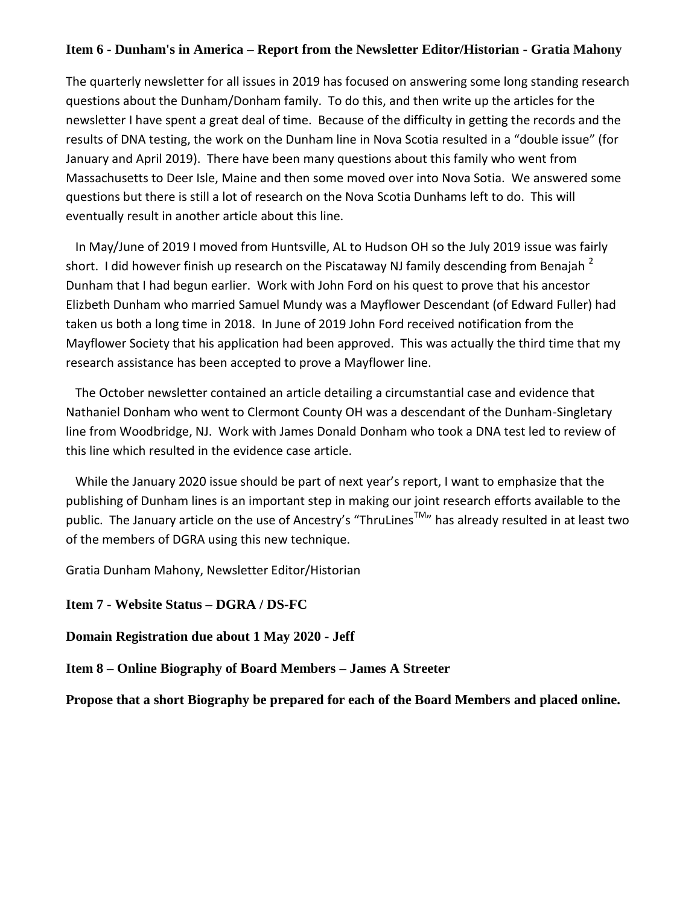**Item 6 - Dunham's in America – Report from the Newsletter Editor/Historian - Gratia Mahony**

The quarterly newsletter for all issues in 2019 has focused on answering some long standing research questions about the Dunham/Donham family. To do this, and then write up the articles for the newsletter I have spent a great deal of time. Because of the difficulty in getting the records and the results of DNA testing, the work on the Dunham line in Nova Scotia resulted in a "double issue" (for January and April 2019). There have been many questions about this family who went from Massachusetts to Deer Isle, Maine and then some moved over into Nova Sotia. We answered some questions but there is still a lot of research on the Nova Scotia Dunhams left to do. This will eventually result in another article about this line.

In May/June of 2019 I moved from Huntsville, AL to Hudson OH so the July 2019 issue was fairly short. I did however finish up research on the Piscataway NJ family descending from Benajah [2] Dunham that I had begun earlier. Work with John Ford on his quest to prove that his ancestor Elizbeth Dunham who married Samuel Mundy was a Mayflower Descendant (of Edward Fuller) had taken us both a long time in 2018. In June of 2019 John Ford received notification from the Mayflower Society that his application had been approved. This was actually the third time that my research assistance has been accepted to prove a Mayflower line.

The October newsletter contained an article detailing a circumstantial case and evidence that Nathaniel Donham who went to Clermont County OH was a descendant of the Dunham-Singletary line from Woodbridge, NJ. Work with James Donald Donham who took a DNA test led to review of this line which resulted in the evidence case article.

While the January 2020 issue should be part of next year's report, I want to emphasize that the publishing of Dunham lines is an important step in making our joint research efforts available to the public. The January article on the use of Ancestry's "ThruLines™" has already resulted in at least two of the members of DGRA using this new technique.

Gratia Dunham Mahony, Newsletter Editor/Historian

**Item 7 - Website Status – DGRA / DS-FC**

**Domain Registration due about 1 May 2020 - Jeff**

**Item 8 – Online Biography of Board Members – James A Streeter**

**Propose that a short Biography be prepared for each of the Board Members and placed online.**